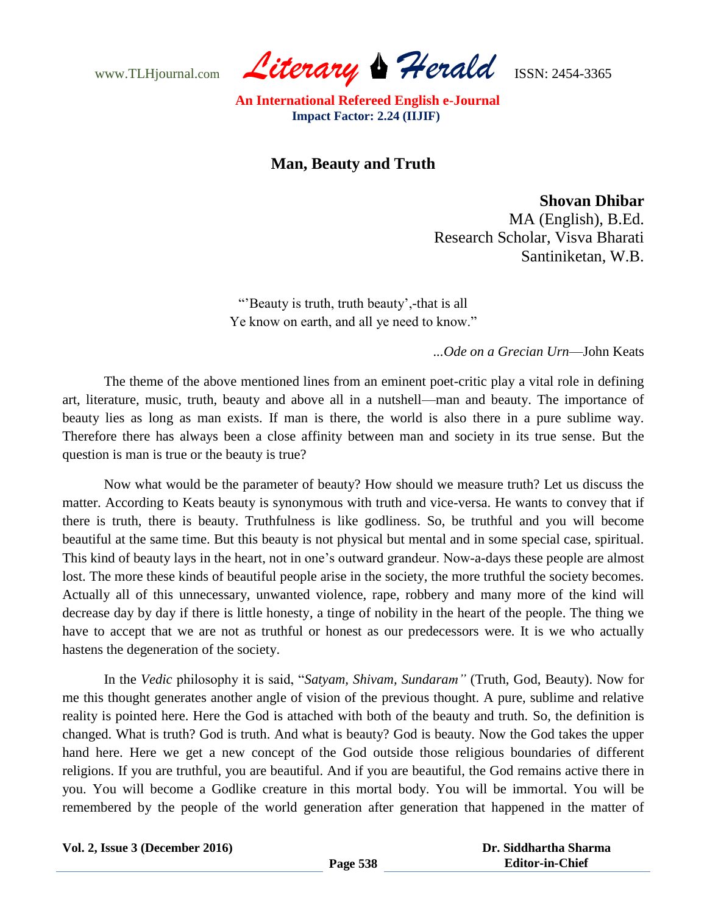# Man, Beauty and Truth

**Shovan Dhibar**
MA (English), B.Ed.
Research Scholar, Visva Bharati
Santiniketan, W.B.

"'Beauty is truth, truth beauty',-that is all
Ye know on earth, and all ye need to know."

...*Ode on a Grecian Urn*—John Keats

The theme of the above mentioned lines from an eminent poet-critic play a vital role in defining art, literature, music, truth, beauty and above all in a nutshell—man and beauty. The importance of beauty lies as long as man exists. If man is there, the world is also there in a pure sublime way. Therefore there has always been a close affinity between man and society in its true sense. But the question is man is true or the beauty is true?

Now what would be the parameter of beauty? How should we measure truth? Let us discuss the matter. According to Keats beauty is synonymous with truth and vice-versa. He wants to convey that if there is truth, there is beauty. Truthfulness is like godliness. So, be truthful and you will become beautiful at the same time. But this beauty is not physical but mental and in some special case, spiritual. This kind of beauty lays in the heart, not in one's outward grandeur. Now-a-days these people are almost lost. The more these kinds of beautiful people arise in the society, the more truthful the society becomes. Actually all of this unnecessary, unwanted violence, rape, robbery and many more of the kind will decrease day by day if there is little honesty, a tinge of nobility in the heart of the people. The thing we have to accept that we are not as truthful or honest as our predecessors were. It is we who actually hastens the degeneration of the society.

In the *Vedic* philosophy it is said, "*Satyam, Shivam, Sundaram"* (Truth, God, Beauty). Now for me this thought generates another angle of vision of the previous thought. A pure, sublime and relative reality is pointed here. Here the God is attached with both of the beauty and truth. So, the definition is changed. What is truth? God is truth. And what is beauty? God is beauty. Now the God takes the upper hand here. Here we get a new concept of the God outside those religious boundaries of different religions. If you are truthful, you are beautiful. And if you are beautiful, the God remains active there in you. You will become a Godlike creature in this mortal body. You will be immortal. You will be remembered by the people of the world generation after generation that happened in the matter of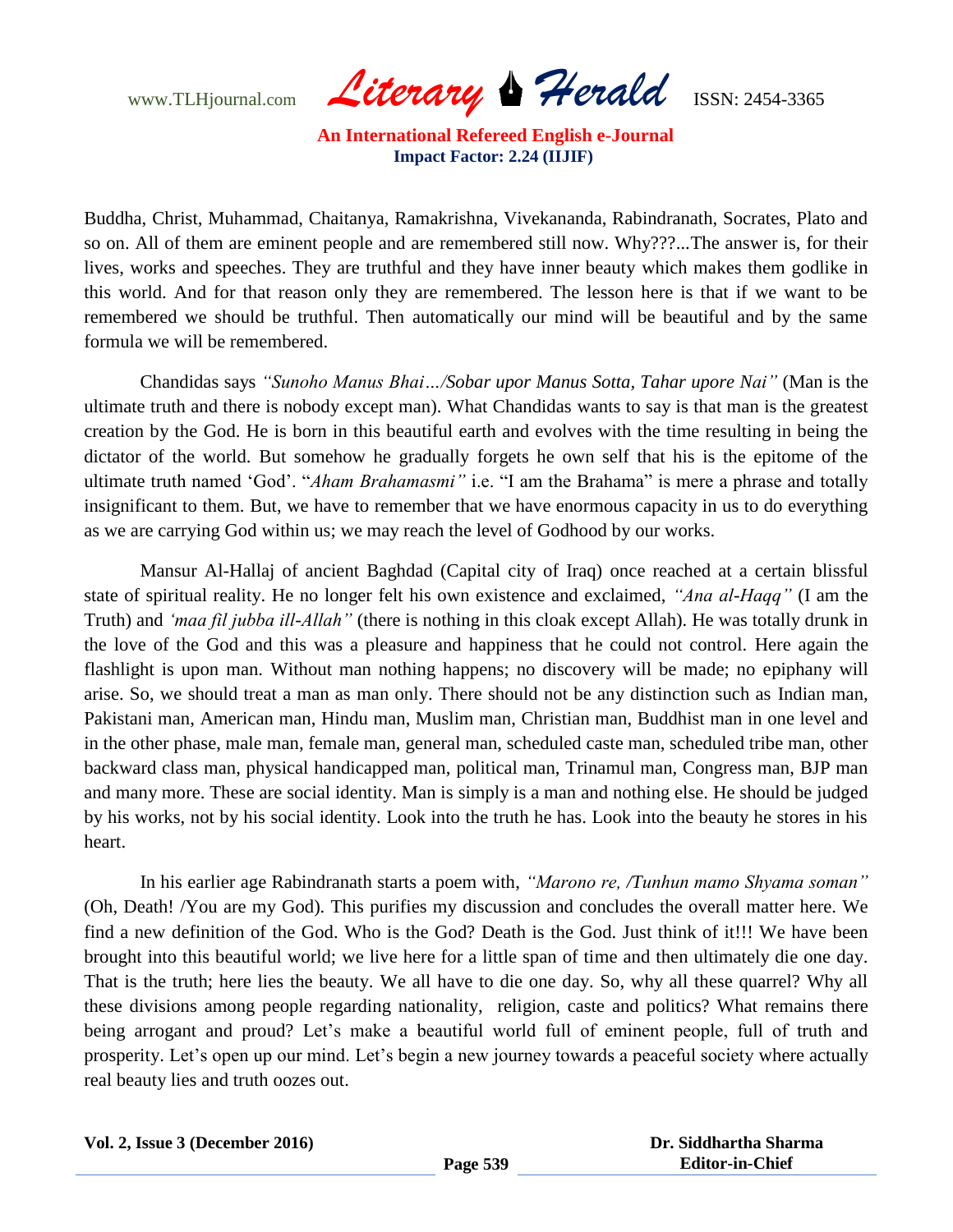Buddha, Christ, Muhammad, Chaitanya, Ramakrishna, Vivekananda, Rabindranath, Socrates, Plato and so on. All of them are eminent people and are remembered still now. Why???...The answer is, for their lives, works and speeches. They are truthful and they have inner beauty which makes them godlike in this world. And for that reason only they are remembered. The lesson here is that if we want to be remembered we should be truthful. Then automatically our mind will be beautiful and by the same formula we will be remembered.

Chandidas says *"Sunoho Manus Bhai…/Sobar upor Manus Sotta, Tahar upore Nai"* (Man is the ultimate truth and there is nobody except man). What Chandidas wants to say is that man is the greatest creation by the God. He is born in this beautiful earth and evolves with the time resulting in being the dictator of the world. But somehow he gradually forgets he own self that his is the epitome of the ultimate truth named 'God'. "*Aham Brahamasmi"* i.e. "I am the Brahama" is mere a phrase and totally insignificant to them. But, we have to remember that we have enormous capacity in us to do everything as we are carrying God within us; we may reach the level of Godhood by our works.

Mansur Al-Hallaj of ancient Baghdad (Capital city of Iraq) once reached at a certain blissful state of spiritual reality. He no longer felt his own existence and exclaimed, *"Ana al-Haqq"* (I am the Truth) and *'maa fil jubba ill-Allah"* (there is nothing in this cloak except Allah). He was totally drunk in the love of the God and this was a pleasure and happiness that he could not control. Here again the flashlight is upon man. Without man nothing happens; no discovery will be made; no epiphany will arise. So, we should treat a man as man only. There should not be any distinction such as Indian man, Pakistani man, American man, Hindu man, Muslim man, Christian man, Buddhist man in one level and in the other phase, male man, female man, general man, scheduled caste man, scheduled tribe man, other backward class man, physical handicapped man, political man, Trinamul man, Congress man, BJP man and many more. These are social identity. Man is simply is a man and nothing else. He should be judged by his works, not by his social identity. Look into the truth he has. Look into the beauty he stores in his heart.

In his earlier age Rabindranath starts a poem with, *"Marono re, /Tunhun mamo Shyama soman"* (Oh, Death! /You are my God). This purifies my discussion and concludes the overall matter here. We find a new definition of the God. Who is the God? Death is the God. Just think of it!!! We have been brought into this beautiful world; we live here for a little span of time and then ultimately die one day. That is the truth; here lies the beauty. We all have to die one day. So, why all these quarrel? Why all these divisions among people regarding nationality, religion, caste and politics? What remains there being arrogant and proud? Let's make a beautiful world full of eminent people, full of truth and prosperity. Let's open up our mind. Let's begin a new journey towards a peaceful society where actually real beauty lies and truth oozes out.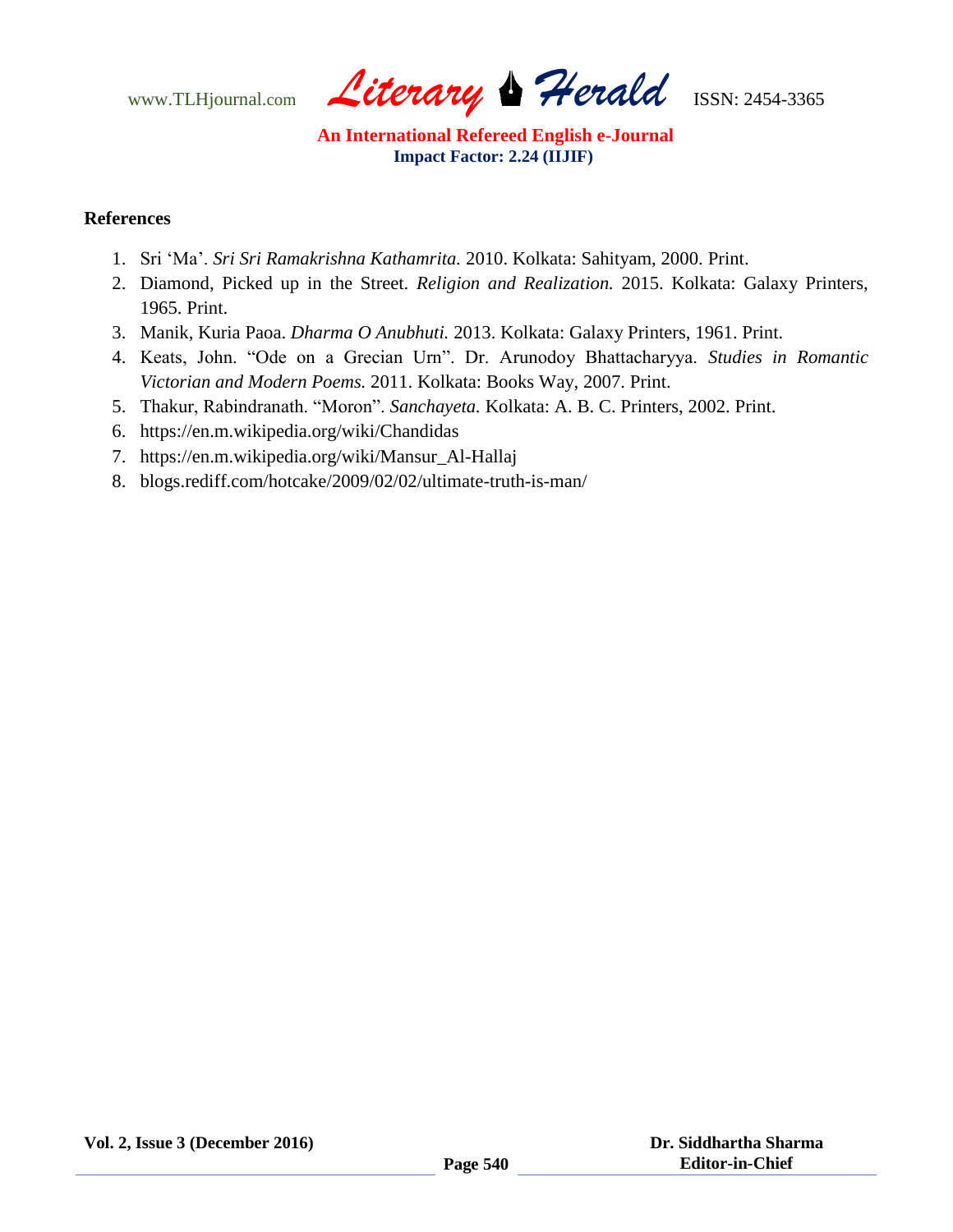**References**

1. Sri 'Ma'. *Sri Sri Ramakrishna Kathamrita.* 2010. Kolkata: Sahityam, 2000. Print.
2. Diamond, Picked up in the Street. *Religion and Realization.* 2015. Kolkata: Galaxy Printers, 1965. Print.
3. Manik, Kuria Paoa. *Dharma O Anubhuti.* 2013. Kolkata: Galaxy Printers, 1961. Print.
4. Keats, John. "Ode on a Grecian Urn". Dr. Arunodoy Bhattacharyya. *Studies in Romantic Victorian and Modern Poems.* 2011. Kolkata: Books Way, 2007. Print.
5. Thakur, Rabindranath. "Moron". *Sanchayeta.* Kolkata: A. B. C. Printers, 2002. Print.
6. https://en.m.wikipedia.org/wiki/Chandidas
7. https://en.m.wikipedia.org/wiki/Mansur_Al-Hallaj
8. blogs.rediff.com/hotcake/2009/02/02/ultimate-truth-is-man/